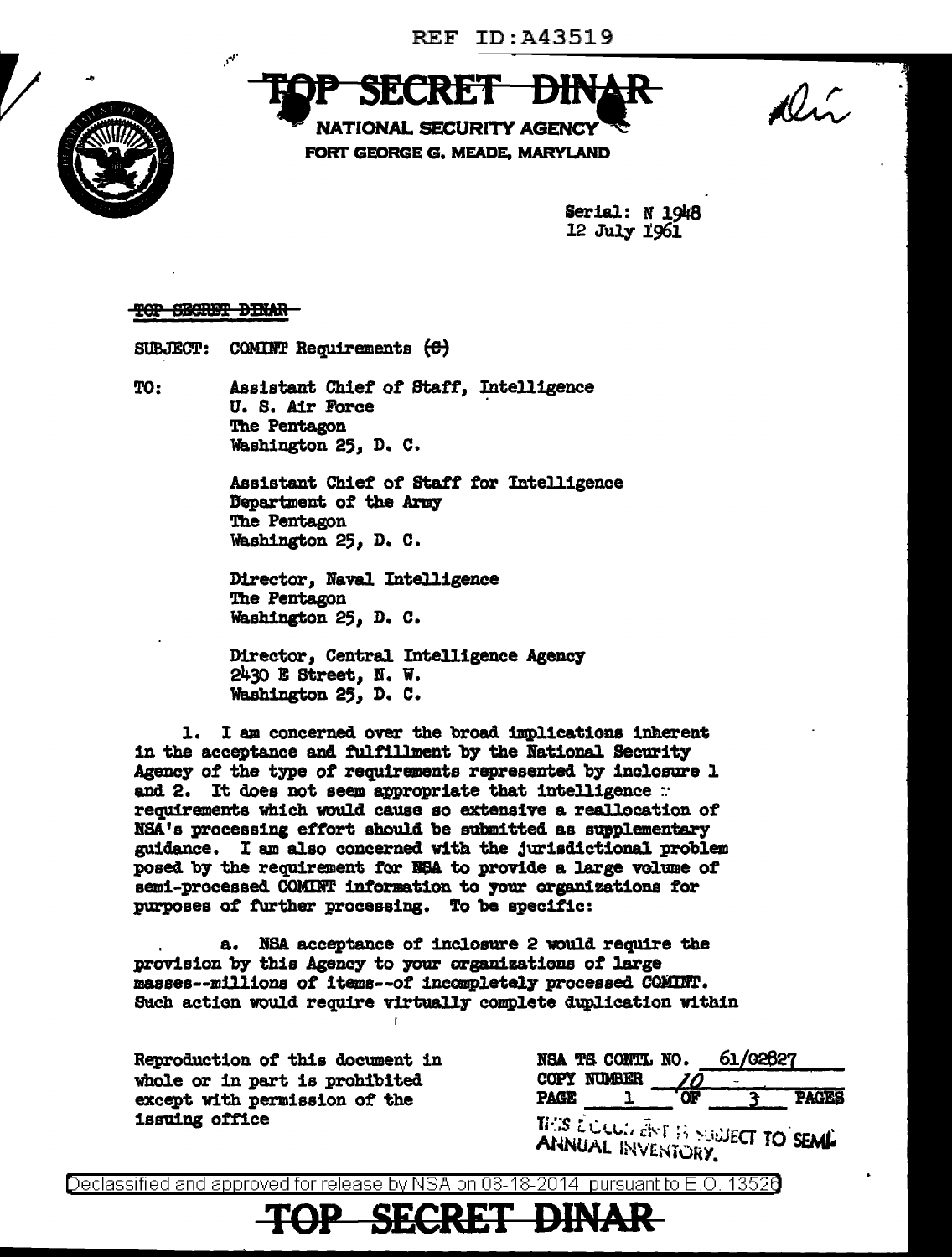REF ID:A43519

# ~~TOP SECRET DINAR~~

**NATIONAL SECURITY AGENCY**
**FORT GEORGE G. MEADE, MARYLAND**

Serial: N 1948
12 July 1961

~~TOP SECRET DINAR~~

SUBJECT: COMINT Requirements (~~C~~)

TO: Assistant Chief of Staff, Intelligence
U. S. Air Force
The Pentagon
Washington 25, D. C.

Assistant Chief of Staff for Intelligence
Department of the Army
The Pentagon
Washington 25, D. C.

Director, Naval Intelligence
The Pentagon
Washington 25, D. C.

Director, Central Intelligence Agency
2430 E Street, N. W.
Washington 25, D. C.

1. I am concerned over the broad implications inherent in the acceptance and fulfillment by the National Security Agency of the type of requirements represented by inclosure 1 and 2. It does not seem appropriate that intelligence requirements which would cause so extensive a reallocation of NSA's processing effort should be submitted as supplementary guidance. I am also concerned with the jurisdictional problem posed by the requirement for NSA to provide a large volume of semi-processed COMINT information to your organizations for purposes of further processing. To be specific:

a. NSA acceptance of inclosure 2 would require the provision by this Agency to your organizations of large masses--millions of items--of incompletely processed COMINT. Such action would require virtually complete duplication within

Reproduction of this document in whole or in part is prohibited except with permission of the issuing office

NSA TS CONTL NO. 61/02827
COPY NUMBER 10
PAGE 1 OF 3 PAGES

THIS DOCUMENT IS SUBJECT TO SEMI-ANNUAL INVENTORY.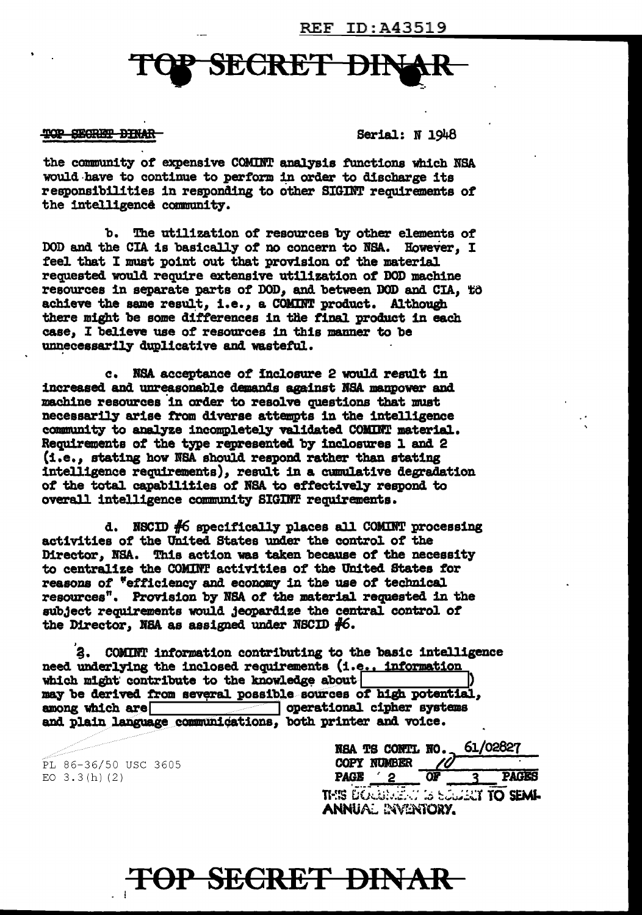TOP SECRET DINAR

Serial: N 1948

the community of expensive COMINT analysis functions which NSA would have to continue to perform in order to discharge its responsibilities in responding to other SIGINT requirements of the intelligence community.

b. The utilization of resources by other elements of DOD and the CIA is basically of no concern to NSA. However, I feel that I must point out that provision of the material requested would require extensive utilization of DOD machine resources in separate parts of DOD, and between DOD and CIA, to achieve the same result, i.e., a COMINT product. Although there might be some differences in the final product in each case, I believe use of resources in this manner to be unnecessarily duplicative and wasteful.

c. NSA acceptance of Inclosure 2 would result in increased and unreasonable demands against NSA manpower and machine resources in order to resolve questions that must necessarily arise from diverse attempts in the intelligence community to analyze incompletely validated COMINT material. Requirements of the type represented by inclosures 1 and 2 (i.e., stating how NSA should respond rather than stating intelligence requirements), result in a cumulative degradation of the total capabilities of NSA to effectively respond to overall intelligence community SIGINT requirements.

d. NSCID #6 specifically places all COMINT processing activities of the United States under the control of the Director, NSA. This action was taken because of the necessity to centralize the COMINT activities of the United States for reasons of "efficiency and economy in the use of technical resources". Provision by NSA of the material requested in the subject requirements would jeopardize the central control of the Director, NSA as assigned under NSCID #6.

3. COMINT information contributing to the basic intelligence need underlying the inclosed requirements (i.e., information which might contribute to the knowledge about [ ]) may be derived from several possible sources of high potential, among which are [ ] operational cipher systems and plain language communications, both printer and voice.

PL 86-36/50 USC 3605
EO 3.3(h)(2)

NSA TS CONTL NO. 61/02827
COPY NUMBER 10
PAGE 2 OF 3 PAGES
THIS DOCUMENT IS SUBJECT TO SEMI-ANNUAL INVENTORY.

TOP SECRET DINAR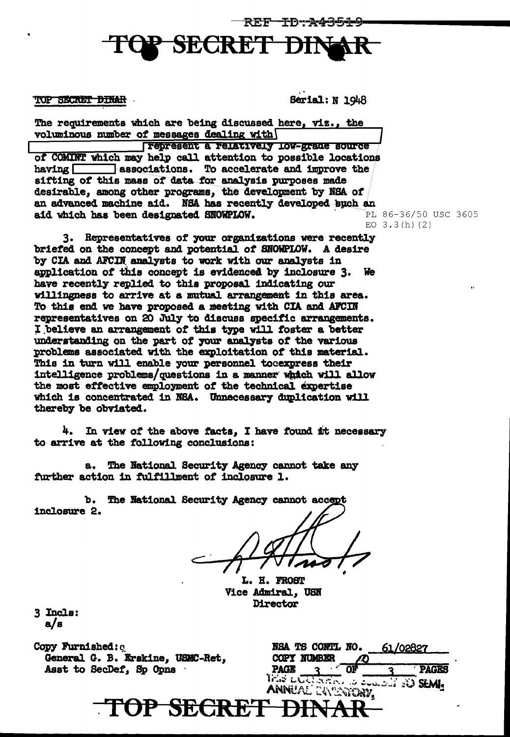REF ID:A43519

# TOP SECRET DINAR

TOP SECRET DINAR

Serial: N 1948

The requirements which are being discussed here, viz., the voluminous number of messages dealing with [redacted] [redacted] represent a relatively low-grade source of COMINT which may help call attention to possible locations having [redacted] associations. To accelerate and improve the sifting of this mass of data for analysis purposes made desirable, among other programs, the development by NSA of an advanced machine aid. NSA has recently developed such an aid which has been designated SNOWPLOW.

PL 86-36/50 USC 3605
EO 3.3(h)(2)

3. Representatives of your organizations were recently briefed on the concept and potential of SNOWPLOW. A desire by CIA and AFCIN analysts to work with our analysts in application of this concept is evidenced by inclosure 3. We have recently replied to this proposal indicating our willingness to arrive at a mutual arrangement in this area. To this end we have proposed a meeting with CIA and AFCIN representatives on 20 July to discuss specific arrangements. I believe an arrangement of this type will foster a better understanding on the part of your analysts of the various problems associated with the exploitation of this material. This in turn will enable your personnel tocexpress their intelligence problems/questions in a manner which will allow the most effective employment of the technical expertise which is concentrated in NSA. Unnecessary duplication will thereby be obviated.

4. In view of the above facts, I have found it necessary to arrive at the following conclusions:

a. The National Security Agency cannot take any further action in fulfillment of inclosure 1.

b. The National Security Agency cannot accept inclosure 2.

L. H. FROST
Vice Admiral, USN
Director

3 Incls:
a/s

Copy Furnished:
General G. B. Erskine, USMC-Ret,
Asst to SecDef, Sp Opns

NSA TS CONTL NO. 61/02827
COPY NUMBER 10
PAGE 3 OF 3 PAGES
THIS DOCUMENT IS SUBJECT TO SEMI-ANNUAL INVENTORY

# TOP SECRET DINAR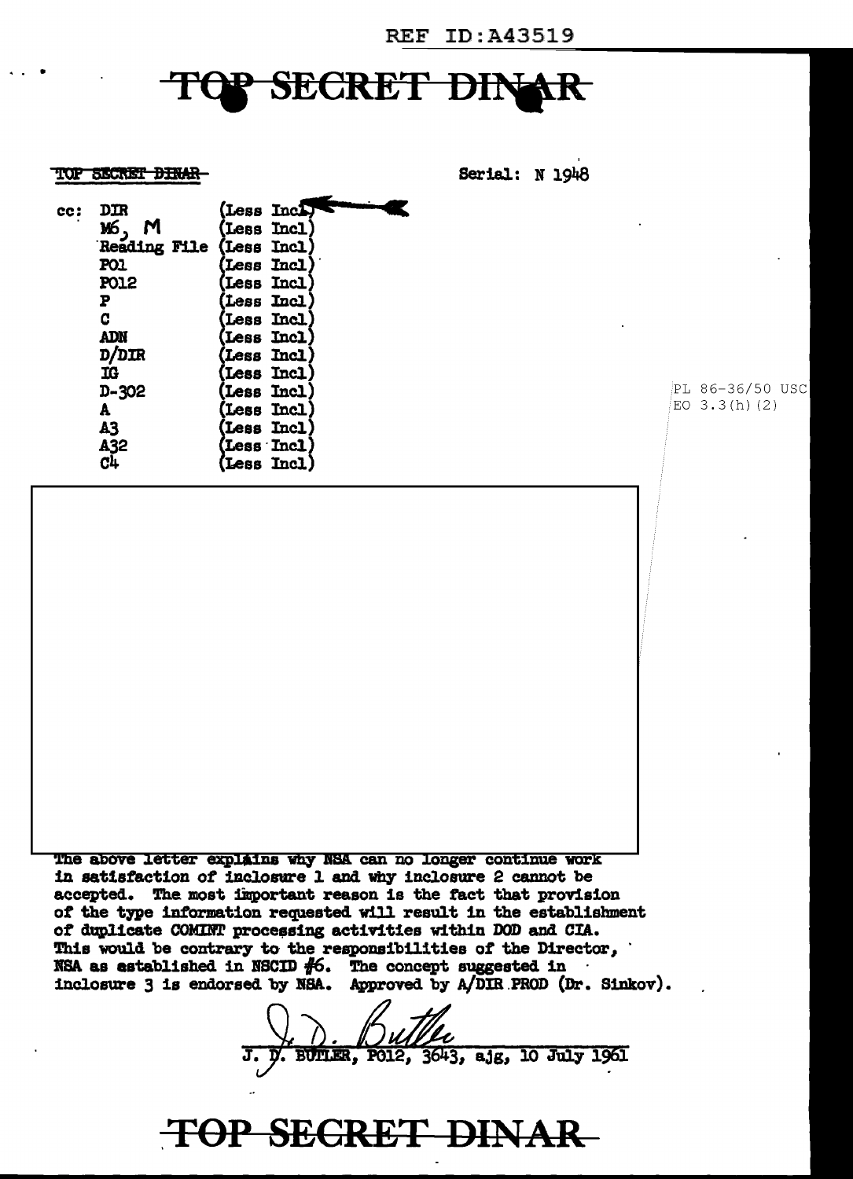REF ID:A43519

# ~~TOP SECRET DINAR~~

~~TOP SECRET DINAR~~

Serial: N 1948

| | | |
|---|---|---|
| cc: | DIR | (Less Incl) |
| | M6, M | (Less Incl) |
| | Reading File | (Less Incl) |
| | PO1 | (Less Incl) |
| | PO12 | (Less Incl) |
| | P | (Less Incl) |
| | C | (Less Incl) |
| | ADN | (Less Incl) |
| | D/DIR | (Less Incl) |
| | IG | (Less Incl) |
| | D-302 | (Less Incl) |
| | A | (Less Incl) |
| | A3 | (Less Incl) |
| | A32 | (Less Incl) |
| | C4 | (Less Incl) |

PL 86-36/50 USC
EO 3.3(h)(2)

The above letter explains why NSA can no longer continue work in satisfaction of inclosure 1 and why inclosure 2 cannot be accepted. The most important reason is the fact that provision of the type information requested will result in the establishment of duplicate COMINT processing activities within DOD and CIA. This would be contrary to the responsibilities of the Director, NSA as established in NSCID #6. The concept suggested in inclosure 3 is endorsed by NSA. Approved by A/DIR PROD (Dr. Sinkov).

J. D. Butler

J. D. BUTLER, PO12, 3643, ajg, 10 July 1961

# ~~TOP SECRET DINAR~~